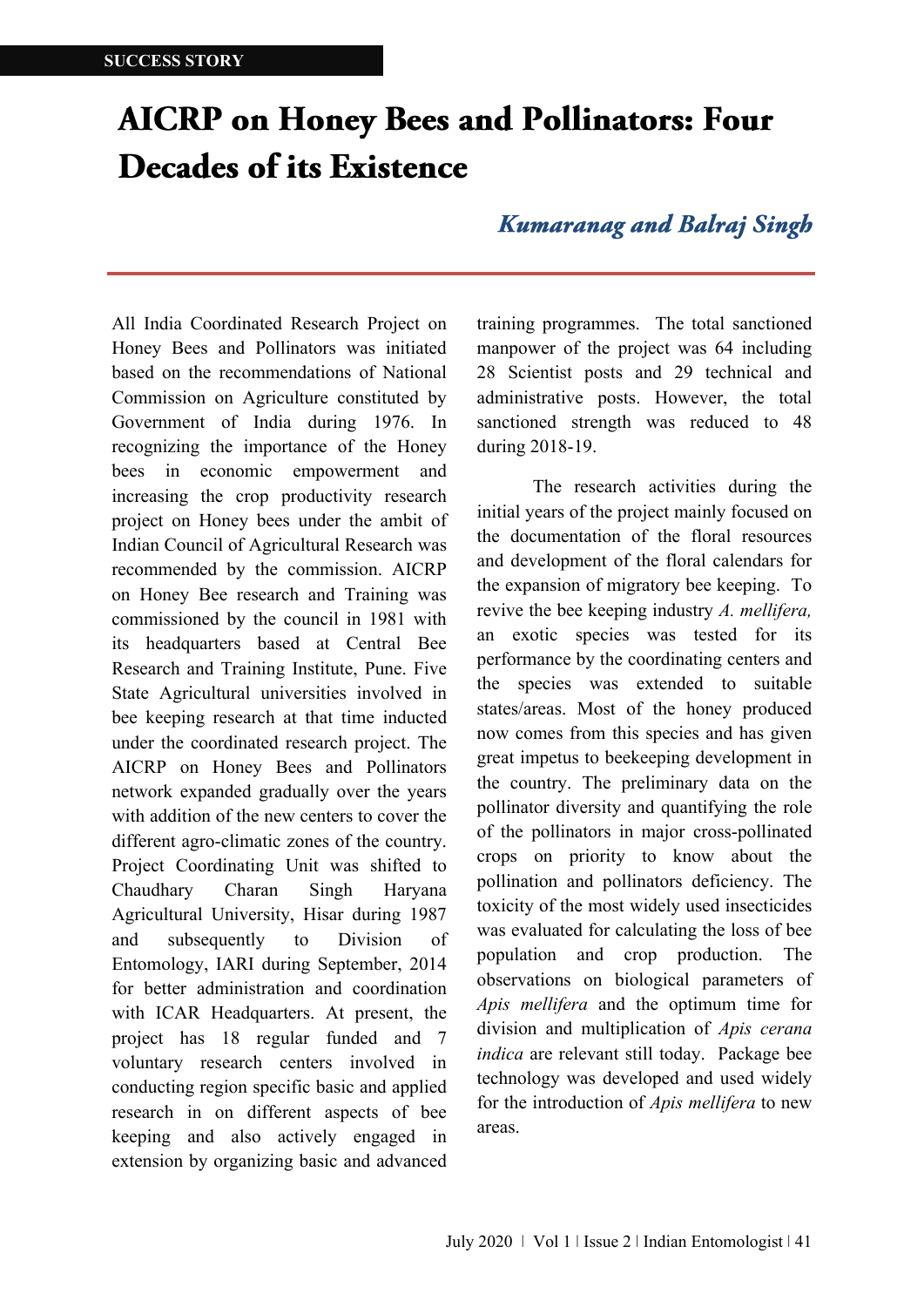SUCCESS STORY

# AICRP on Honey Bees and Pollinators: Four Decades of its Existence

***Kumaranag and Balraj Singh***

All India Coordinated Research Project on Honey Bees and Pollinators was initiated based on the recommendations of National Commission on Agriculture constituted by Government of India during 1976. In recognizing the importance of the Honey bees in economic empowerment and increasing the crop productivity research project on Honey bees under the ambit of Indian Council of Agricultural Research was recommended by the commission. AICRP on Honey Bee research and Training was commissioned by the council in 1981 with its headquarters based at Central Bee Research and Training Institute, Pune. Five State Agricultural universities involved in bee keeping research at that time inducted under the coordinated research project. The AICRP on Honey Bees and Pollinators network expanded gradually over the years with addition of the new centers to cover the different agro-climatic zones of the country. Project Coordinating Unit was shifted to Chaudhary Charan Singh Haryana Agricultural University, Hisar during 1987 and subsequently to Division of Entomology, IARI during September, 2014 for better administration and coordination with ICAR Headquarters. At present, the project has 18 regular funded and 7 voluntary research centers involved in conducting region specific basic and applied research in on different aspects of bee keeping and also actively engaged in extension by organizing basic and advanced training programmes. The total sanctioned manpower of the project was 64 including 28 Scientist posts and 29 technical and administrative posts. However, the total sanctioned strength was reduced to 48 during 2018-19.

The research activities during the initial years of the project mainly focused on the documentation of the floral resources and development of the floral calendars for the expansion of migratory bee keeping. To revive the bee keeping industry *A. mellifera,* an exotic species was tested for its performance by the coordinating centers and the species was extended to suitable states/areas. Most of the honey produced now comes from this species and has given great impetus to beekeeping development in the country. The preliminary data on the pollinator diversity and quantifying the role of the pollinators in major cross-pollinated crops on priority to know about the pollination and pollinators deficiency. The toxicity of the most widely used insecticides was evaluated for calculating the loss of bee population and crop production. The observations on biological parameters of *Apis mellifera* and the optimum time for division and multiplication of *Apis cerana indica* are relevant still today. Package bee technology was developed and used widely for the introduction of *Apis mellifera* to new areas.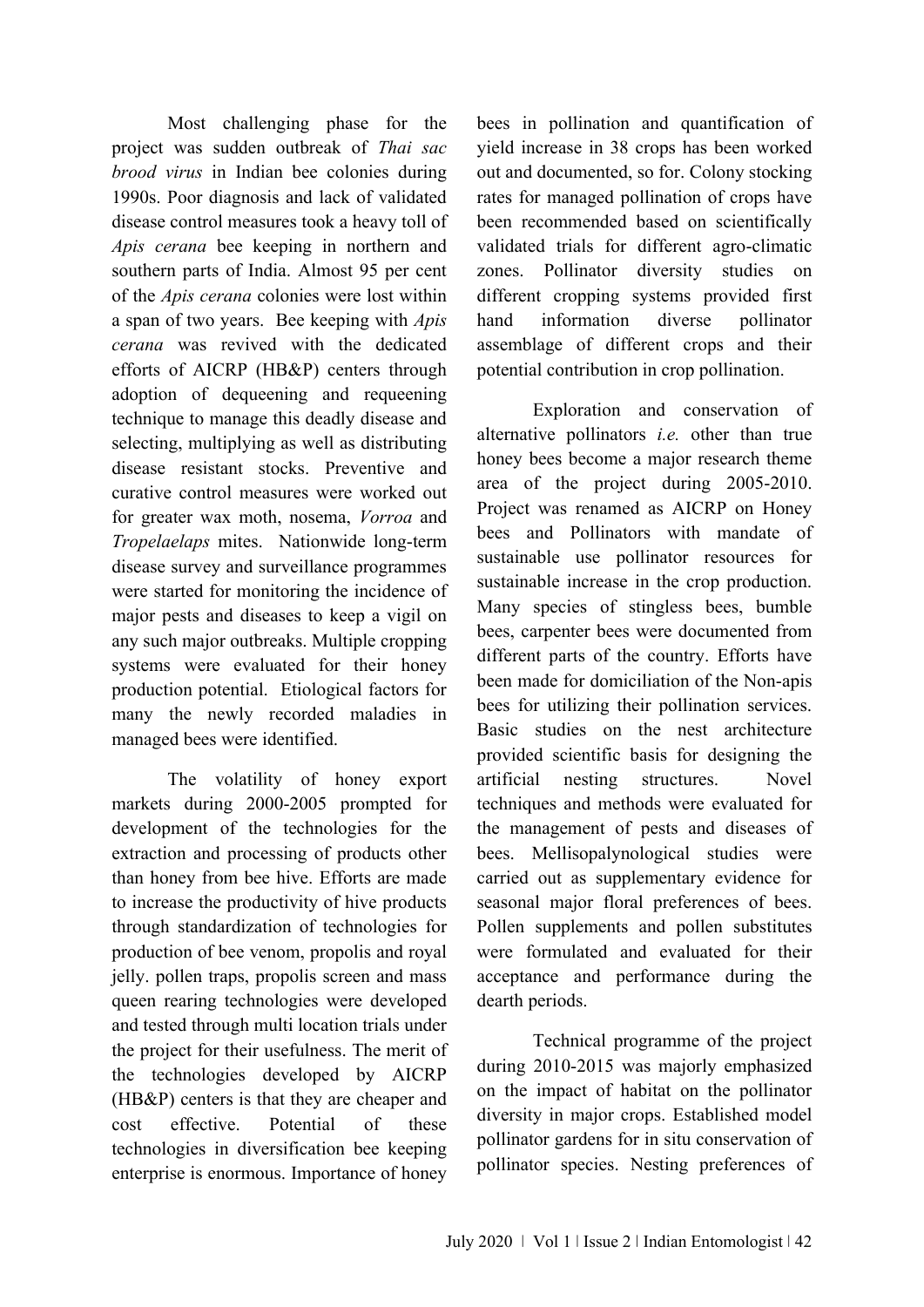Most challenging phase for the project was sudden outbreak of *Thai sac brood virus* in Indian bee colonies during 1990s. Poor diagnosis and lack of validated disease control measures took a heavy toll of *Apis cerana* bee keeping in northern and southern parts of India. Almost 95 per cent of the *Apis cerana* colonies were lost within a span of two years. Bee keeping with *Apis cerana* was revived with the dedicated efforts of AICRP (HB&P) centers through adoption of dequeening and requeening technique to manage this deadly disease and selecting, multiplying as well as distributing disease resistant stocks. Preventive and curative control measures were worked out for greater wax moth, nosema, *Vorroa* and *Tropelaelaps* mites. Nationwide long-term disease survey and surveillance programmes were started for monitoring the incidence of major pests and diseases to keep a vigil on any such major outbreaks. Multiple cropping systems were evaluated for their honey production potential. Etiological factors for many the newly recorded maladies in managed bees were identified.

The volatility of honey export markets during 2000-2005 prompted for development of the technologies for the extraction and processing of products other than honey from bee hive. Efforts are made to increase the productivity of hive products through standardization of technologies for production of bee venom, propolis and royal jelly. pollen traps, propolis screen and mass queen rearing technologies were developed and tested through multi location trials under the project for their usefulness. The merit of the technologies developed by AICRP (HB&P) centers is that they are cheaper and cost effective. Potential of these technologies in diversification bee keeping enterprise is enormous. Importance of honey bees in pollination and quantification of yield increase in 38 crops has been worked out and documented, so for. Colony stocking rates for managed pollination of crops have been recommended based on scientifically validated trials for different agro-climatic zones. Pollinator diversity studies on different cropping systems provided first hand information diverse pollinator assemblage of different crops and their potential contribution in crop pollination.

Exploration and conservation of alternative pollinators *i.e.* other than true honey bees become a major research theme area of the project during 2005-2010. Project was renamed as AICRP on Honey bees and Pollinators with mandate of sustainable use pollinator resources for sustainable increase in the crop production. Many species of stingless bees, bumble bees, carpenter bees were documented from different parts of the country. Efforts have been made for domiciliation of the Non-apis bees for utilizing their pollination services. Basic studies on the nest architecture provided scientific basis for designing the artificial nesting structures. Novel techniques and methods were evaluated for the management of pests and diseases of bees. Mellisopalynological studies were carried out as supplementary evidence for seasonal major floral preferences of bees. Pollen supplements and pollen substitutes were formulated and evaluated for their acceptance and performance during the dearth periods.

Technical programme of the project during 2010-2015 was majorly emphasized on the impact of habitat on the pollinator diversity in major crops. Established model pollinator gardens for in situ conservation of pollinator species. Nesting preferences of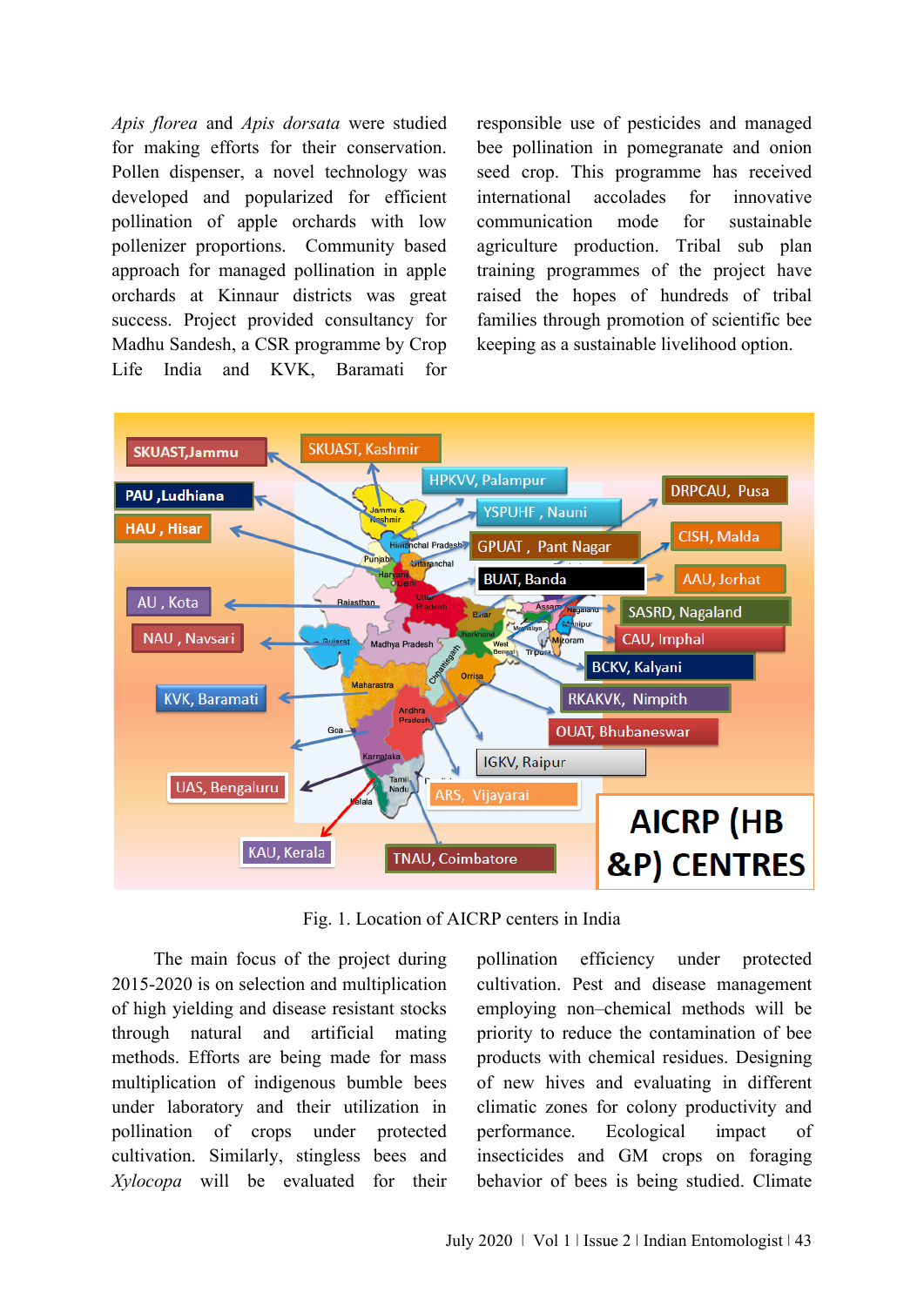*Apis florea* and *Apis dorsata* were studied for making efforts for their conservation. Pollen dispenser, a novel technology was developed and popularized for efficient pollination of apple orchards with low pollenizer proportions. Community based approach for managed pollination in apple orchards at Kinnaur districts was great success. Project provided consultancy for Madhu Sandesh, a CSR programme by Crop Life India and KVK, Baramati for responsible use of pesticides and managed bee pollination in pomegranate and onion seed crop. This programme has received international accolades for innovative communication mode for sustainable agriculture production. Tribal sub plan training programmes of the project have raised the hopes of hundreds of tribal families through promotion of scientific bee keeping as a sustainable livelihood option.

Fig. 1. Location of AICRP centers in India

The main focus of the project during 2015-2020 is on selection and multiplication of high yielding and disease resistant stocks through natural and artificial mating methods. Efforts are being made for mass multiplication of indigenous bumble bees under laboratory and their utilization in pollination of crops under protected cultivation. Similarly, stingless bees and *Xylocopa* will be evaluated for their pollination efficiency under protected cultivation. Pest and disease management employing non–chemical methods will be priority to reduce the contamination of bee products with chemical residues. Designing of new hives and evaluating in different climatic zones for colony productivity and performance. Ecological impact of insecticides and GM crops on foraging behavior of bees is being studied. Climate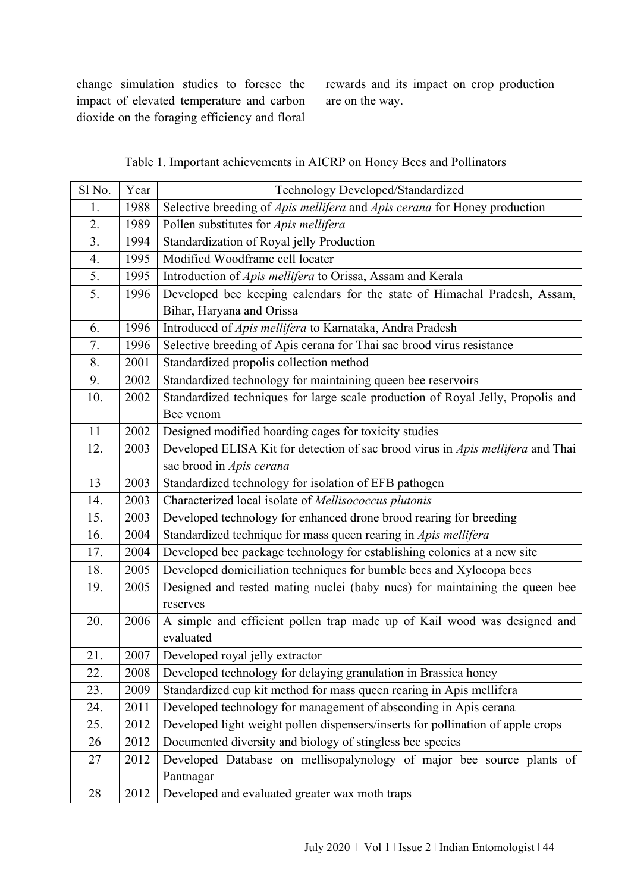change simulation studies to foresee the impact of elevated temperature and carbon dioxide on the foraging efficiency and floral rewards and its impact on crop production are on the way.

Table 1. Important achievements in AICRP on Honey Bees and Pollinators

| Sl No. | Year | Technology Developed/Standardized |
|---|---|---|
| 1. | 1988 | Selective breeding of *Apis mellifera* and *Apis cerana* for Honey production |
| 2. | 1989 | Pollen substitutes for *Apis mellifera* |
| 3. | 1994 | Standardization of Royal jelly Production |
| 4. | 1995 | Modified Woodframe cell locater |
| 5. | 1995 | Introduction of *Apis mellifera* to Orissa, Assam and Kerala |
| 5. | 1996 | Developed bee keeping calendars for the state of Himachal Pradesh, Assam, Bihar, Haryana and Orissa |
| 6. | 1996 | Introduced of *Apis mellifera* to Karnataka, Andra Pradesh |
| 7. | 1996 | Selective breeding of Apis cerana for Thai sac brood virus resistance |
| 8. | 2001 | Standardized propolis collection method |
| 9. | 2002 | Standardized technology for maintaining queen bee reservoirs |
| 10. | 2002 | Standardized techniques for large scale production of Royal Jelly, Propolis and Bee venom |
| 11 | 2002 | Designed modified hoarding cages for toxicity studies |
| 12. | 2003 | Developed ELISA Kit for detection of sac brood virus in *Apis mellifera* and Thai sac brood in *Apis cerana* |
| 13 | 2003 | Standardized technology for isolation of EFB pathogen |
| 14. | 2003 | Characterized local isolate of *Mellisococcus plutonis* |
| 15. | 2003 | Developed technology for enhanced drone brood rearing for breeding |
| 16. | 2004 | Standardized technique for mass queen rearing in *Apis mellifera* |
| 17. | 2004 | Developed bee package technology for establishing colonies at a new site |
| 18. | 2005 | Developed domiciliation techniques for bumble bees and Xylocopa bees |
| 19. | 2005 | Designed and tested mating nuclei (baby nucs) for maintaining the queen bee reserves |
| 20. | 2006 | A simple and efficient pollen trap made up of Kail wood was designed and evaluated |
| 21. | 2007 | Developed royal jelly extractor |
| 22. | 2008 | Developed technology for delaying granulation in Brassica honey |
| 23. | 2009 | Standardized cup kit method for mass queen rearing in Apis mellifera |
| 24. | 2011 | Developed technology for management of absconding in Apis cerana |
| 25. | 2012 | Developed light weight pollen dispensers/inserts for pollination of apple crops |
| 26 | 2012 | Documented diversity and biology of stingless bee species |
| 27 | 2012 | Developed Database on mellisopalynology of major bee source plants of Pantnagar |
| 28 | 2012 | Developed and evaluated greater wax moth traps |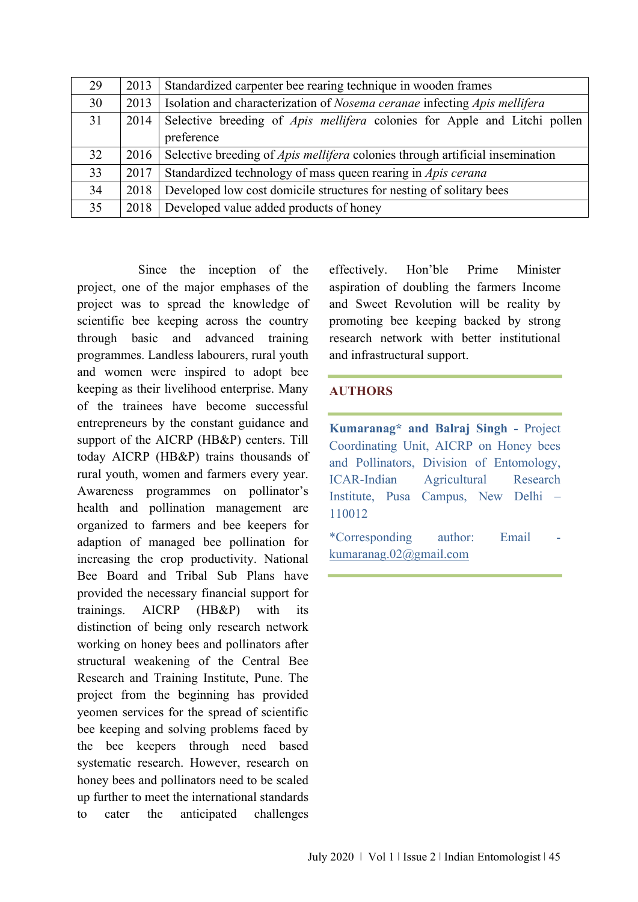| | | |
|---|---|---|
| 29 | 2013 | Standardized carpenter bee rearing technique in wooden frames |
| 30 | 2013 | Isolation and characterization of *Nosema ceranae* infecting *Apis mellifera* |
| 31 | 2014 | Selective breeding of *Apis mellifera* colonies for Apple and Litchi pollen preference |
| 32 | 2016 | Selective breeding of *Apis mellifera* colonies through artificial insemination |
| 33 | 2017 | Standardized technology of mass queen rearing in *Apis cerana* |
| 34 | 2018 | Developed low cost domicile structures for nesting of solitary bees |
| 35 | 2018 | Developed value added products of honey |

Since the inception of the project, one of the major emphases of the project was to spread the knowledge of scientific bee keeping across the country through basic and advanced training programmes. Landless labourers, rural youth and women were inspired to adopt bee keeping as their livelihood enterprise. Many of the trainees have become successful entrepreneurs by the constant guidance and support of the AICRP (HB&P) centers. Till today AICRP (HB&P) trains thousands of rural youth, women and farmers every year. Awareness programmes on pollinator's health and pollination management are organized to farmers and bee keepers for adaption of managed bee pollination for increasing the crop productivity. National Bee Board and Tribal Sub Plans have provided the necessary financial support for trainings. AICRP (HB&P) with its distinction of being only research network working on honey bees and pollinators after structural weakening of the Central Bee Research and Training Institute, Pune. The project from the beginning has provided yeomen services for the spread of scientific bee keeping and solving problems faced by the bee keepers through need based systematic research. However, research on honey bees and pollinators need to be scaled up further to meet the international standards to cater the anticipated challenges effectively. Hon'ble Prime Minister aspiration of doubling the farmers Income and Sweet Revolution will be reality by promoting bee keeping backed by strong research network with better institutional and infrastructural support.

## AUTHORS

**Kumaranag* and Balraj Singh -** Project Coordinating Unit, AICRP on Honey bees and Pollinators, Division of Entomology, ICAR-Indian Agricultural Research Institute, Pusa Campus, New Delhi – 110012

*Corresponding author: Email - kumaranag.02@gmail.com